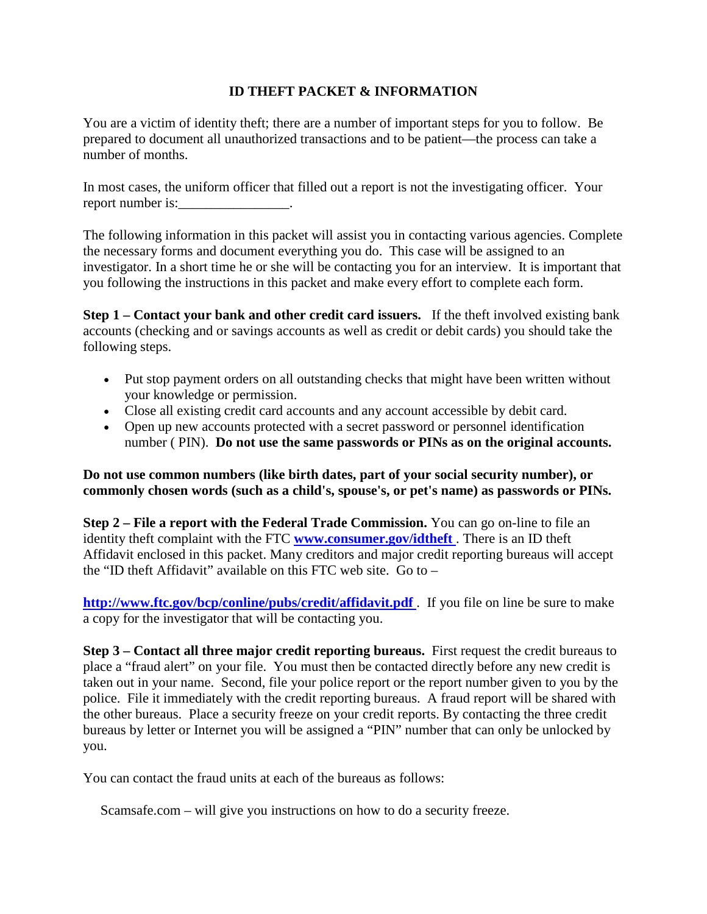# ID THEFT PACKET & INFORMATION

You are a victim of identity theft; there are a number of important steps for you to follow. Be prepared to document all unauthorized transactions and to be patient—the process can take a number of months.

In most cases, the uniform officer that filled out a report is not the investigating officer. Your report number is:________________.

The following information in this packet will assist you in contacting various agencies. Complete the necessary forms and document everything you do. This case will be assigned to an investigator. In a short time he or she will be contacting you for an interview. It is important that you following the instructions in this packet and make every effort to complete each form.

**Step 1 – Contact your bank and other credit card issuers.** If the theft involved existing bank accounts (checking and or savings accounts as well as credit or debit cards) you should take the following steps.

- Put stop payment orders on all outstanding checks that might have been written without your knowledge or permission.
- Close all existing credit card accounts and any account accessible by debit card.
- Open up new accounts protected with a secret password or personnel identification number ( PIN). **Do not use the same passwords or PINs as on the original accounts.**

**Do not use common numbers (like birth dates, part of your social security number), or commonly chosen words (such as a child's, spouse's, or pet's name) as passwords or PINs.**

**Step 2 – File a report with the Federal Trade Commission.** You can go on-line to file an identity theft complaint with the FTC **www.consumer.gov/idtheft** . There is an ID theft Affidavit enclosed in this packet. Many creditors and major credit reporting bureaus will accept the "ID theft Affidavit" available on this FTC web site. Go to –

**http://www.ftc.gov/bcp/conline/pubs/credit/affidavit.pdf** . If you file on line be sure to make a copy for the investigator that will be contacting you.

**Step 3 – Contact all three major credit reporting bureaus.** First request the credit bureaus to place a "fraud alert" on your file. You must then be contacted directly before any new credit is taken out in your name. Second, file your police report or the report number given to you by the police. File it immediately with the credit reporting bureaus. A fraud report will be shared with the other bureaus. Place a security freeze on your credit reports. By contacting the three credit bureaus by letter or Internet you will be assigned a "PIN" number that can only be unlocked by you.

You can contact the fraud units at each of the bureaus as follows:

Scamsafe.com – will give you instructions on how to do a security freeze.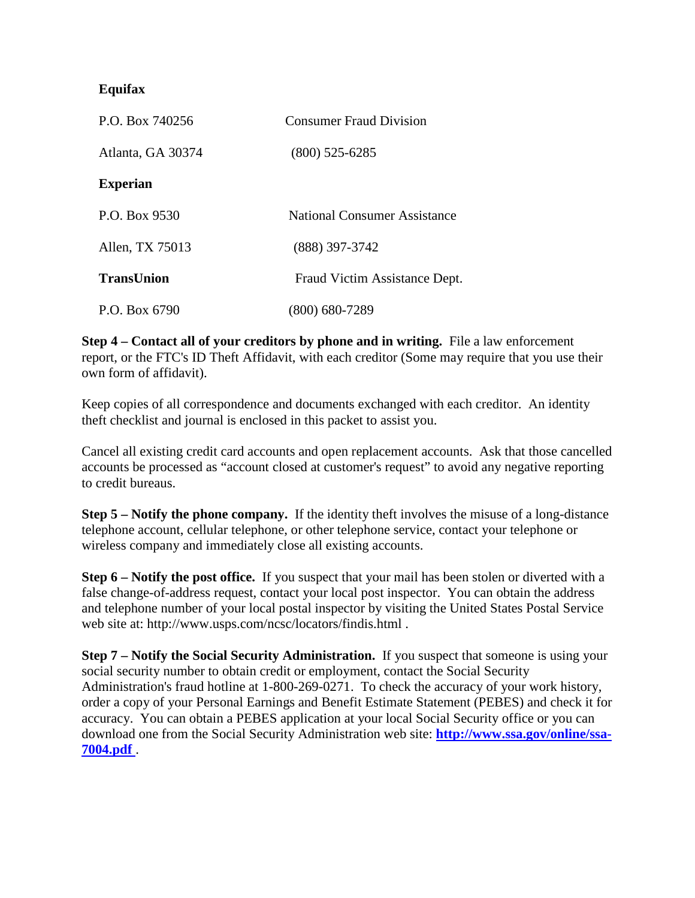**Equifax**

| | |
|---|---|
| P.O. Box 740256 | Consumer Fraud Division |
| Atlanta, GA 30374 | (800) 525-6285 |
| **Experian** | |
| P.O. Box 9530 | National Consumer Assistance |
| Allen, TX 75013 | (888) 397-3742 |
| **TransUnion** | Fraud Victim Assistance Dept. |
| P.O. Box 6790 | (800) 680-7289 |

**Step 4 – Contact all of your creditors by phone and in writing.** File a law enforcement report, or the FTC's ID Theft Affidavit, with each creditor (Some may require that you use their own form of affidavit).

Keep copies of all correspondence and documents exchanged with each creditor. An identity theft checklist and journal is enclosed in this packet to assist you.

Cancel all existing credit card accounts and open replacement accounts. Ask that those cancelled accounts be processed as "account closed at customer's request" to avoid any negative reporting to credit bureaus.

**Step 5 – Notify the phone company.** If the identity theft involves the misuse of a long-distance telephone account, cellular telephone, or other telephone service, contact your telephone or wireless company and immediately close all existing accounts.

**Step 6 – Notify the post office.** If you suspect that your mail has been stolen or diverted with a false change-of-address request, contact your local post inspector. You can obtain the address and telephone number of your local postal inspector by visiting the United States Postal Service web site at: http://www.usps.com/ncsc/locators/findis.html .

**Step 7 – Notify the Social Security Administration.** If you suspect that someone is using your social security number to obtain credit or employment, contact the Social Security Administration's fraud hotline at 1-800-269-0271. To check the accuracy of your work history, order a copy of your Personal Earnings and Benefit Estimate Statement (PEBES) and check it for accuracy. You can obtain a PEBES application at your local Social Security office or you can download one from the Social Security Administration web site: **http://www.ssa.gov/online/ssa-7004.pdf** .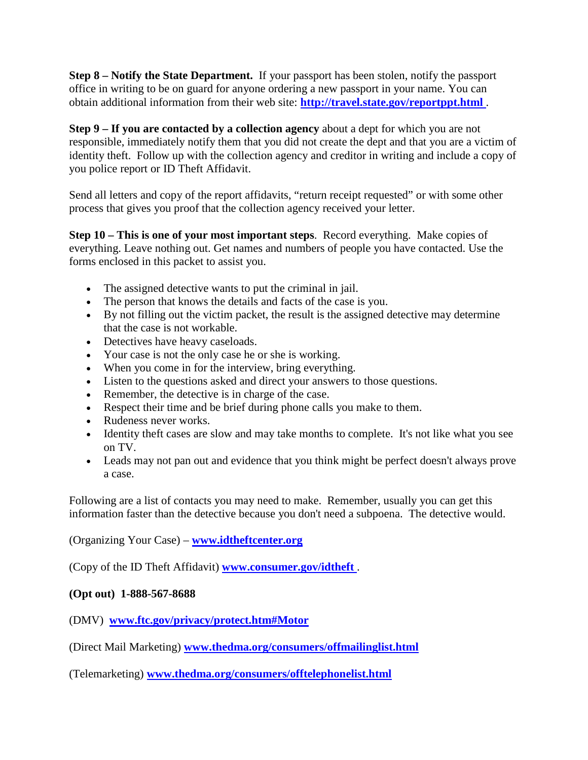**Step 8 – Notify the State Department.** If your passport has been stolen, notify the passport office in writing to be on guard for anyone ordering a new passport in your name. You can obtain additional information from their web site: **http://travel.state.gov/reportppt.html** .

**Step 9 – If you are contacted by a collection agency** about a dept for which you are not responsible, immediately notify them that you did not create the dept and that you are a victim of identity theft. Follow up with the collection agency and creditor in writing and include a copy of you police report or ID Theft Affidavit.

Send all letters and copy of the report affidavits, "return receipt requested" or with some other process that gives you proof that the collection agency received your letter.

**Step 10 – This is one of your most important steps**. Record everything. Make copies of everything. Leave nothing out. Get names and numbers of people you have contacted. Use the forms enclosed in this packet to assist you.

- The assigned detective wants to put the criminal in jail.
- The person that knows the details and facts of the case is you.
- By not filling out the victim packet, the result is the assigned detective may determine that the case is not workable.
- Detectives have heavy caseloads.
- Your case is not the only case he or she is working.
- When you come in for the interview, bring everything.
- Listen to the questions asked and direct your answers to those questions.
- Remember, the detective is in charge of the case.
- Respect their time and be brief during phone calls you make to them.
- Rudeness never works.
- Identity theft cases are slow and may take months to complete. It's not like what you see on TV.
- Leads may not pan out and evidence that you think might be perfect doesn't always prove a case.

Following are a list of contacts you may need to make. Remember, usually you can get this information faster than the detective because you don't need a subpoena. The detective would.

(Organizing Your Case) – **www.idtheftcenter.org**

(Copy of the ID Theft Affidavit) **www.consumer.gov/idtheft** .

**(Opt out) 1-888-567-8688**

(DMV) **www.ftc.gov/privacy/protect.htm#Motor**

(Direct Mail Marketing) **www.thedma.org/consumers/offmailinglist.html**

(Telemarketing) **www.thedma.org/consumers/offtelephonelist.html**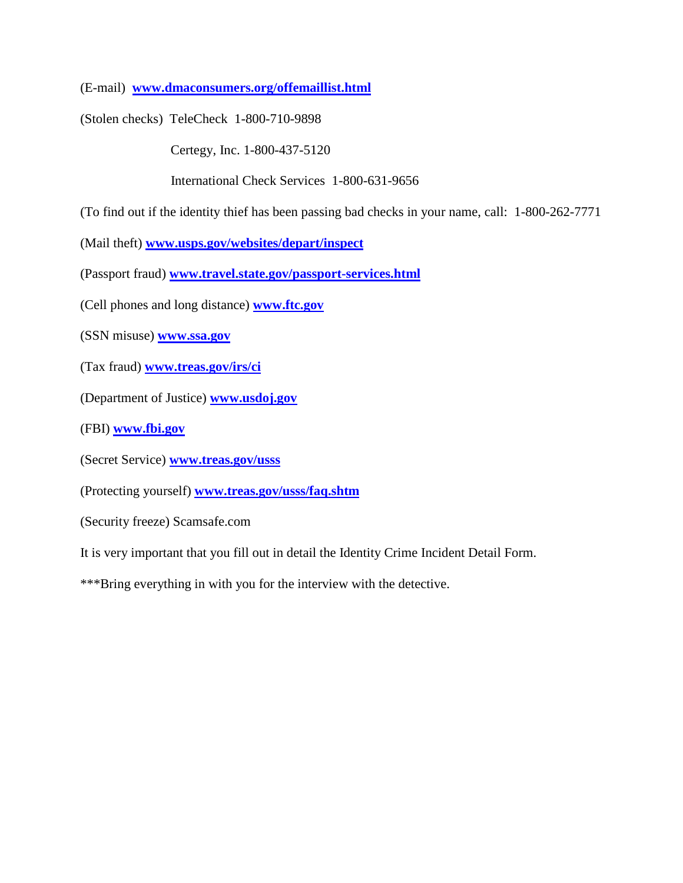(E-mail) **[www.dmaconsumers.org/offemaillist.html](www.dmaconsumers.org/offemaillist.html)**

(Stolen checks) TeleCheck 1-800-710-9898

Certegy, Inc. 1-800-437-5120

International Check Services 1-800-631-9656

(To find out if the identity thief has been passing bad checks in your name, call: 1-800-262-7771

(Mail theft) **[www.usps.gov/websites/depart/inspect](www.usps.gov/websites/depart/inspect)**

(Passport fraud) **[www.travel.state.gov/passport-services.html](www.travel.state.gov/passport-services.html)**

(Cell phones and long distance) **[www.ftc.gov](www.ftc.gov)**

(SSN misuse) **[www.ssa.gov](www.ssa.gov)**

(Tax fraud) **[www.treas.gov/irs/ci](www.treas.gov/irs/ci)**

(Department of Justice) **[www.usdoj.gov](www.usdoj.gov)**

(FBI) **[www.fbi.gov](www.fbi.gov)**

(Secret Service) **[www.treas.gov/usss](www.treas.gov/usss)**

(Protecting yourself) **[www.treas.gov/usss/faq.shtm](www.treas.gov/usss/faq.shtm)**

(Security freeze) Scamsafe.com

It is very important that you fill out in detail the Identity Crime Incident Detail Form.

***Bring everything in with you for the interview with the detective.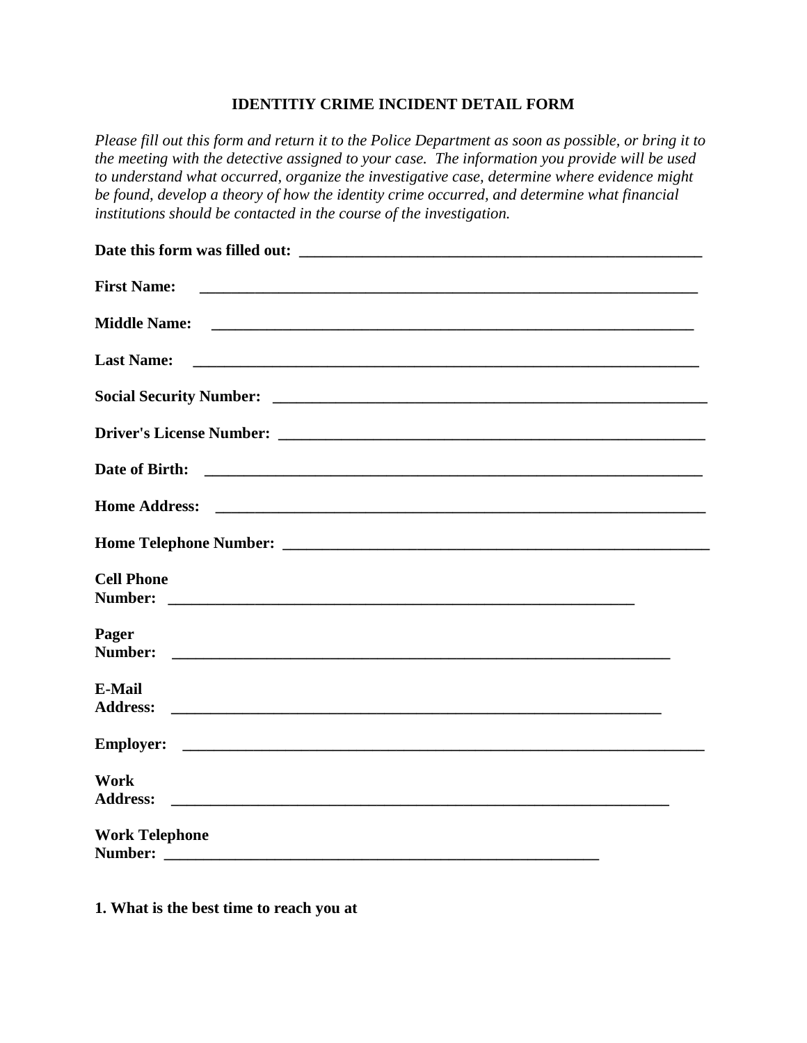**IDENTITIY CRIME INCIDENT DETAIL FORM**

*Please fill out this form and return it to the Police Department as soon as possible, or bring it to the meeting with the detective assigned to your case. The information you provide will be used to understand what occurred, organize the investigative case, determine where evidence might be found, develop a theory of how the identity crime occurred, and determine what financial institutions should be contacted in the course of the investigation.*

**Date this form was filled out:** ________________________________________________________

**First Name:** ______________________________________________________________________

**Middle Name:** ____________________________________________________________________

**Last Name:** ______________________________________________________________________

**Social Security Number:** ____________________________________________________________

**Driver's License Number:** ___________________________________________________________

**Date of Birth:** ____________________________________________________________________

**Home Address:** ___________________________________________________________________

**Home Telephone Number:** ___________________________________________________________

**Cell Phone Number:** _________________________________________________________________

**Pager Number:** _____________________________________________________________________

**E-Mail Address:** ____________________________________________________________________

**Employer:** _________________________________________________________________________

**Work Address:** _____________________________________________________________________

**Work Telephone Number:** ____________________________________________________________

**1. What is the best time to reach you at**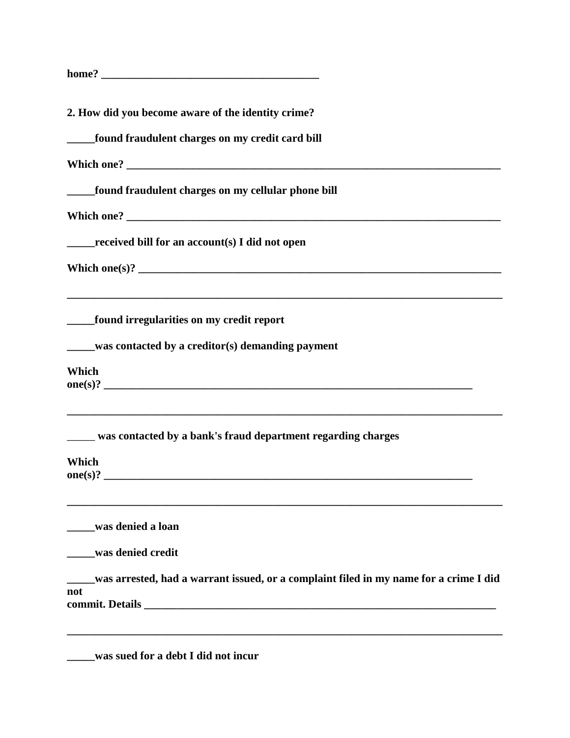**home? ________________________________________**

**2. How did you become aware of the identity crime?**

**_____found fraudulent charges on my credit card bill**

**Which one? ______________________________________________________________________**

**_____found fraudulent charges on my cellular phone bill**

**Which one? ______________________________________________________________________**

**_____received bill for an account(s) I did not open**

**Which one(s)? ____________________________________________________________________**

**_________________________________________________________________________________**

**_____found irregularities on my credit report**

**_____was contacted by a creditor(s) demanding payment**

**Which one(s)? ____________________________________________________________________**

**_________________________________________________________________________________**

**_____ was contacted by a bank's fraud department regarding charges**

**Which one(s)? ____________________________________________________________________**

**_________________________________________________________________________________**

**_____was denied a loan**

**_____was denied credit**

**_____was arrested, had a warrant issued, or a complaint filed in my name for a crime I did not commit. Details _______________________________________________________________**

**_________________________________________________________________________________**

**_____was sued for a debt I did not incur**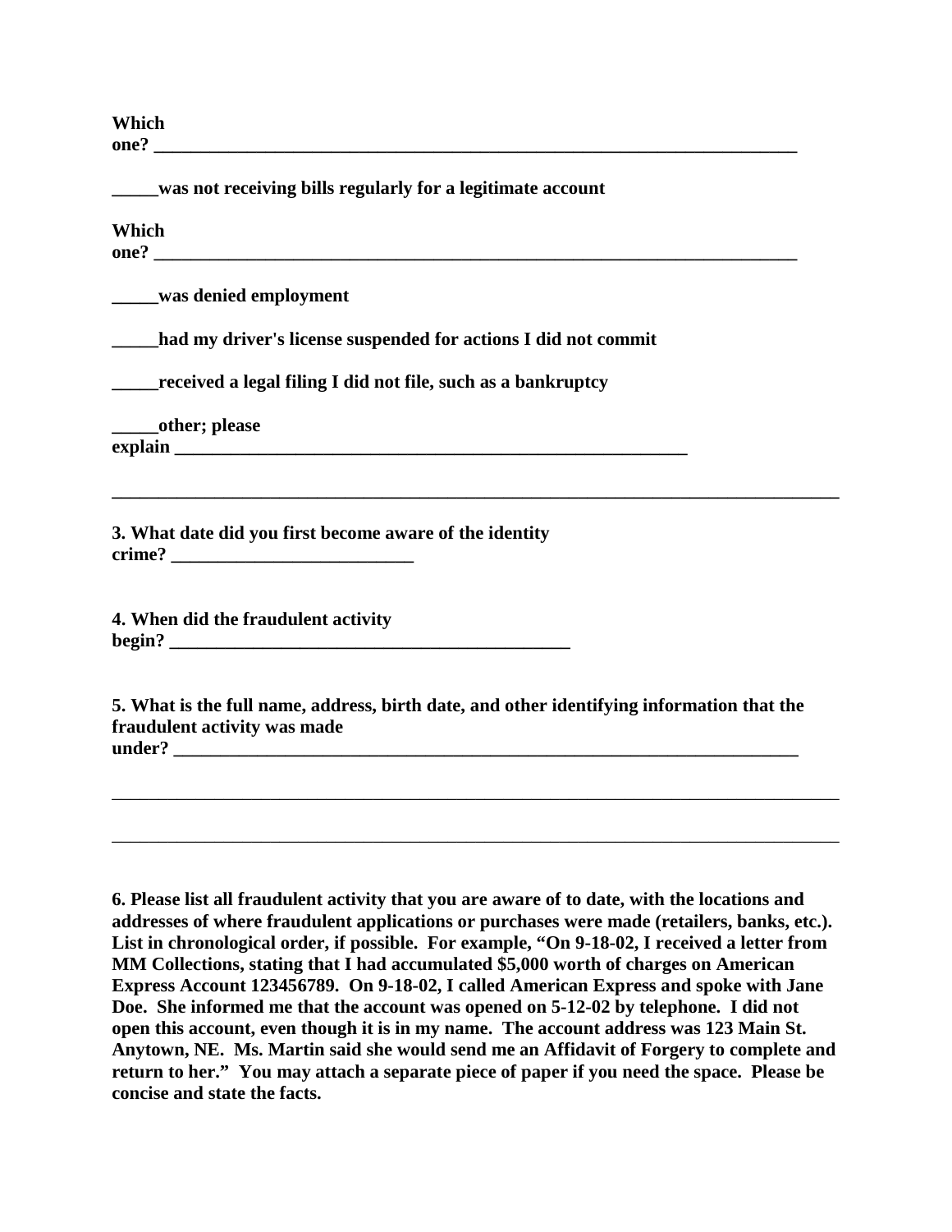**Which one? ___________________________________________________________________________**

**_____was not receiving bills regularly for a legitimate account**

**Which one? ___________________________________________________________________________**

**_____was denied employment**

**_____had my driver's license suspended for actions I did not commit**

**_____received a legal filing I did not file, such as a bankruptcy**

**_____other; please explain ___________________________________________________________**

**______________________________________________________________________________________**

**3. What date did you first become aware of the identity crime? __________________________**

**4. When did the fraudulent activity begin? _____________________________________________**

**5. What is the full name, address, birth date, and other identifying information that the fraudulent activity was made under? ______________________________________________________________________**

______________________________________________________________________________________

______________________________________________________________________________________

**6. Please list all fraudulent activity that you are aware of to date, with the locations and addresses of where fraudulent applications or purchases were made (retailers, banks, etc.). List in chronological order, if possible. For example, "On 9-18-02, I received a letter from MM Collections, stating that I had accumulated $5,000 worth of charges on American Express Account 123456789. On 9-18-02, I called American Express and spoke with Jane Doe. She informed me that the account was opened on 5-12-02 by telephone. I did not open this account, even though it is in my name. The account address was 123 Main St. Anytown, NE. Ms. Martin said she would send me an Affidavit of Forgery to complete and return to her." You may attach a separate piece of paper if you need the space. Please be concise and state the facts.**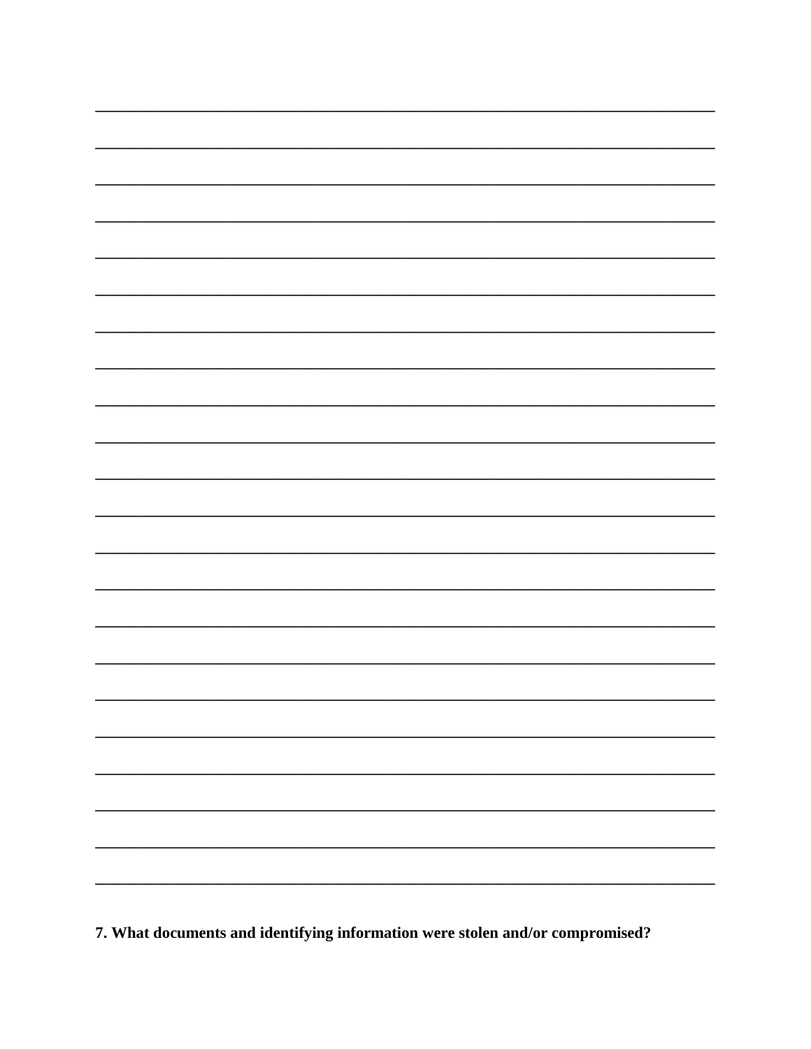\_\_\_\_\_\_\_\_\_\_\_\_\_\_\_\_\_\_\_\_\_\_\_\_\_\_\_\_\_\_\_\_\_\_\_\_\_\_\_\_\_\_\_\_\_\_\_\_\_\_\_\_\_\_\_\_\_\_\_\_\_\_\_\_\_\_\_\_\_\_\_\_\_\_\_\_

\_\_\_\_\_\_\_\_\_\_\_\_\_\_\_\_\_\_\_\_\_\_\_\_\_\_\_\_\_\_\_\_\_\_\_\_\_\_\_\_\_\_\_\_\_\_\_\_\_\_\_\_\_\_\_\_\_\_\_\_\_\_\_\_\_\_\_\_\_\_\_\_\_\_\_\_

\_\_\_\_\_\_\_\_\_\_\_\_\_\_\_\_\_\_\_\_\_\_\_\_\_\_\_\_\_\_\_\_\_\_\_\_\_\_\_\_\_\_\_\_\_\_\_\_\_\_\_\_\_\_\_\_\_\_\_\_\_\_\_\_\_\_\_\_\_\_\_\_\_\_\_\_

\_\_\_\_\_\_\_\_\_\_\_\_\_\_\_\_\_\_\_\_\_\_\_\_\_\_\_\_\_\_\_\_\_\_\_\_\_\_\_\_\_\_\_\_\_\_\_\_\_\_\_\_\_\_\_\_\_\_\_\_\_\_\_\_\_\_\_\_\_\_\_\_\_\_\_\_

\_\_\_\_\_\_\_\_\_\_\_\_\_\_\_\_\_\_\_\_\_\_\_\_\_\_\_\_\_\_\_\_\_\_\_\_\_\_\_\_\_\_\_\_\_\_\_\_\_\_\_\_\_\_\_\_\_\_\_\_\_\_\_\_\_\_\_\_\_\_\_\_\_\_\_\_

\_\_\_\_\_\_\_\_\_\_\_\_\_\_\_\_\_\_\_\_\_\_\_\_\_\_\_\_\_\_\_\_\_\_\_\_\_\_\_\_\_\_\_\_\_\_\_\_\_\_\_\_\_\_\_\_\_\_\_\_\_\_\_\_\_\_\_\_\_\_\_\_\_\_\_\_

\_\_\_\_\_\_\_\_\_\_\_\_\_\_\_\_\_\_\_\_\_\_\_\_\_\_\_\_\_\_\_\_\_\_\_\_\_\_\_\_\_\_\_\_\_\_\_\_\_\_\_\_\_\_\_\_\_\_\_\_\_\_\_\_\_\_\_\_\_\_\_\_\_\_\_\_

\_\_\_\_\_\_\_\_\_\_\_\_\_\_\_\_\_\_\_\_\_\_\_\_\_\_\_\_\_\_\_\_\_\_\_\_\_\_\_\_\_\_\_\_\_\_\_\_\_\_\_\_\_\_\_\_\_\_\_\_\_\_\_\_\_\_\_\_\_\_\_\_\_\_\_\_

\_\_\_\_\_\_\_\_\_\_\_\_\_\_\_\_\_\_\_\_\_\_\_\_\_\_\_\_\_\_\_\_\_\_\_\_\_\_\_\_\_\_\_\_\_\_\_\_\_\_\_\_\_\_\_\_\_\_\_\_\_\_\_\_\_\_\_\_\_\_\_\_\_\_\_\_

\_\_\_\_\_\_\_\_\_\_\_\_\_\_\_\_\_\_\_\_\_\_\_\_\_\_\_\_\_\_\_\_\_\_\_\_\_\_\_\_\_\_\_\_\_\_\_\_\_\_\_\_\_\_\_\_\_\_\_\_\_\_\_\_\_\_\_\_\_\_\_\_\_\_\_\_

\_\_\_\_\_\_\_\_\_\_\_\_\_\_\_\_\_\_\_\_\_\_\_\_\_\_\_\_\_\_\_\_\_\_\_\_\_\_\_\_\_\_\_\_\_\_\_\_\_\_\_\_\_\_\_\_\_\_\_\_\_\_\_\_\_\_\_\_\_\_\_\_\_\_\_\_

\_\_\_\_\_\_\_\_\_\_\_\_\_\_\_\_\_\_\_\_\_\_\_\_\_\_\_\_\_\_\_\_\_\_\_\_\_\_\_\_\_\_\_\_\_\_\_\_\_\_\_\_\_\_\_\_\_\_\_\_\_\_\_\_\_\_\_\_\_\_\_\_\_\_\_\_

\_\_\_\_\_\_\_\_\_\_\_\_\_\_\_\_\_\_\_\_\_\_\_\_\_\_\_\_\_\_\_\_\_\_\_\_\_\_\_\_\_\_\_\_\_\_\_\_\_\_\_\_\_\_\_\_\_\_\_\_\_\_\_\_\_\_\_\_\_\_\_\_\_\_\_\_

\_\_\_\_\_\_\_\_\_\_\_\_\_\_\_\_\_\_\_\_\_\_\_\_\_\_\_\_\_\_\_\_\_\_\_\_\_\_\_\_\_\_\_\_\_\_\_\_\_\_\_\_\_\_\_\_\_\_\_\_\_\_\_\_\_\_\_\_\_\_\_\_\_\_\_\_

\_\_\_\_\_\_\_\_\_\_\_\_\_\_\_\_\_\_\_\_\_\_\_\_\_\_\_\_\_\_\_\_\_\_\_\_\_\_\_\_\_\_\_\_\_\_\_\_\_\_\_\_\_\_\_\_\_\_\_\_\_\_\_\_\_\_\_\_\_\_\_\_\_\_\_\_

\_\_\_\_\_\_\_\_\_\_\_\_\_\_\_\_\_\_\_\_\_\_\_\_\_\_\_\_\_\_\_\_\_\_\_\_\_\_\_\_\_\_\_\_\_\_\_\_\_\_\_\_\_\_\_\_\_\_\_\_\_\_\_\_\_\_\_\_\_\_\_\_\_\_\_\_

\_\_\_\_\_\_\_\_\_\_\_\_\_\_\_\_\_\_\_\_\_\_\_\_\_\_\_\_\_\_\_\_\_\_\_\_\_\_\_\_\_\_\_\_\_\_\_\_\_\_\_\_\_\_\_\_\_\_\_\_\_\_\_\_\_\_\_\_\_\_\_\_\_\_\_\_

\_\_\_\_\_\_\_\_\_\_\_\_\_\_\_\_\_\_\_\_\_\_\_\_\_\_\_\_\_\_\_\_\_\_\_\_\_\_\_\_\_\_\_\_\_\_\_\_\_\_\_\_\_\_\_\_\_\_\_\_\_\_\_\_\_\_\_\_\_\_\_\_\_\_\_\_

\_\_\_\_\_\_\_\_\_\_\_\_\_\_\_\_\_\_\_\_\_\_\_\_\_\_\_\_\_\_\_\_\_\_\_\_\_\_\_\_\_\_\_\_\_\_\_\_\_\_\_\_\_\_\_\_\_\_\_\_\_\_\_\_\_\_\_\_\_\_\_\_\_\_\_\_

\_\_\_\_\_\_\_\_\_\_\_\_\_\_\_\_\_\_\_\_\_\_\_\_\_\_\_\_\_\_\_\_\_\_\_\_\_\_\_\_\_\_\_\_\_\_\_\_\_\_\_\_\_\_\_\_\_\_\_\_\_\_\_\_\_\_\_\_\_\_\_\_\_\_\_\_

\_\_\_\_\_\_\_\_\_\_\_\_\_\_\_\_\_\_\_\_\_\_\_\_\_\_\_\_\_\_\_\_\_\_\_\_\_\_\_\_\_\_\_\_\_\_\_\_\_\_\_\_\_\_\_\_\_\_\_\_\_\_\_\_\_\_\_\_\_\_\_\_\_\_\_\_

\_\_\_\_\_\_\_\_\_\_\_\_\_\_\_\_\_\_\_\_\_\_\_\_\_\_\_\_\_\_\_\_\_\_\_\_\_\_\_\_\_\_\_\_\_\_\_\_\_\_\_\_\_\_\_\_\_\_\_\_\_\_\_\_\_\_\_\_\_\_\_\_\_\_\_\_

**7. What documents and identifying information were stolen and/or compromised?**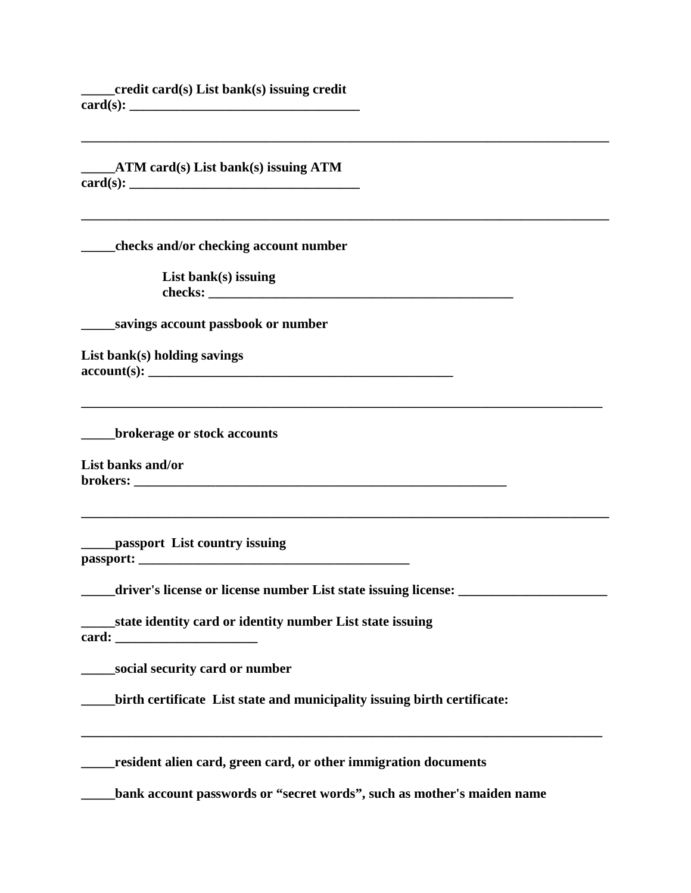**_____credit card(s) List bank(s) issuing credit card(s): ___________________________________**

**___________________________________________________________________________**

**_____ATM card(s) List bank(s) issuing ATM card(s): ___________________________________**

**___________________________________________________________________________**

**_____checks and/or checking account number**

**List bank(s) issuing checks: _____________________________________________**

**_____savings account passbook or number**

**List bank(s) holding savings account(s): _____________________________________________**

**___________________________________________________________________________**

**_____brokerage or stock accounts**

**List banks and/or brokers: ________________________________________________________**

**___________________________________________________________________________**

**_____passport List country issuing passport: __________________________________________**

**_____driver's license or license number List state issuing license: _____________________**

**_____state identity card or identity number List state issuing card: _____________________**

**_____social security card or number**

**_____birth certificate List state and municipality issuing birth certificate:**

**___________________________________________________________________________**

**_____resident alien card, green card, or other immigration documents**

**_____bank account passwords or "secret words", such as mother's maiden name**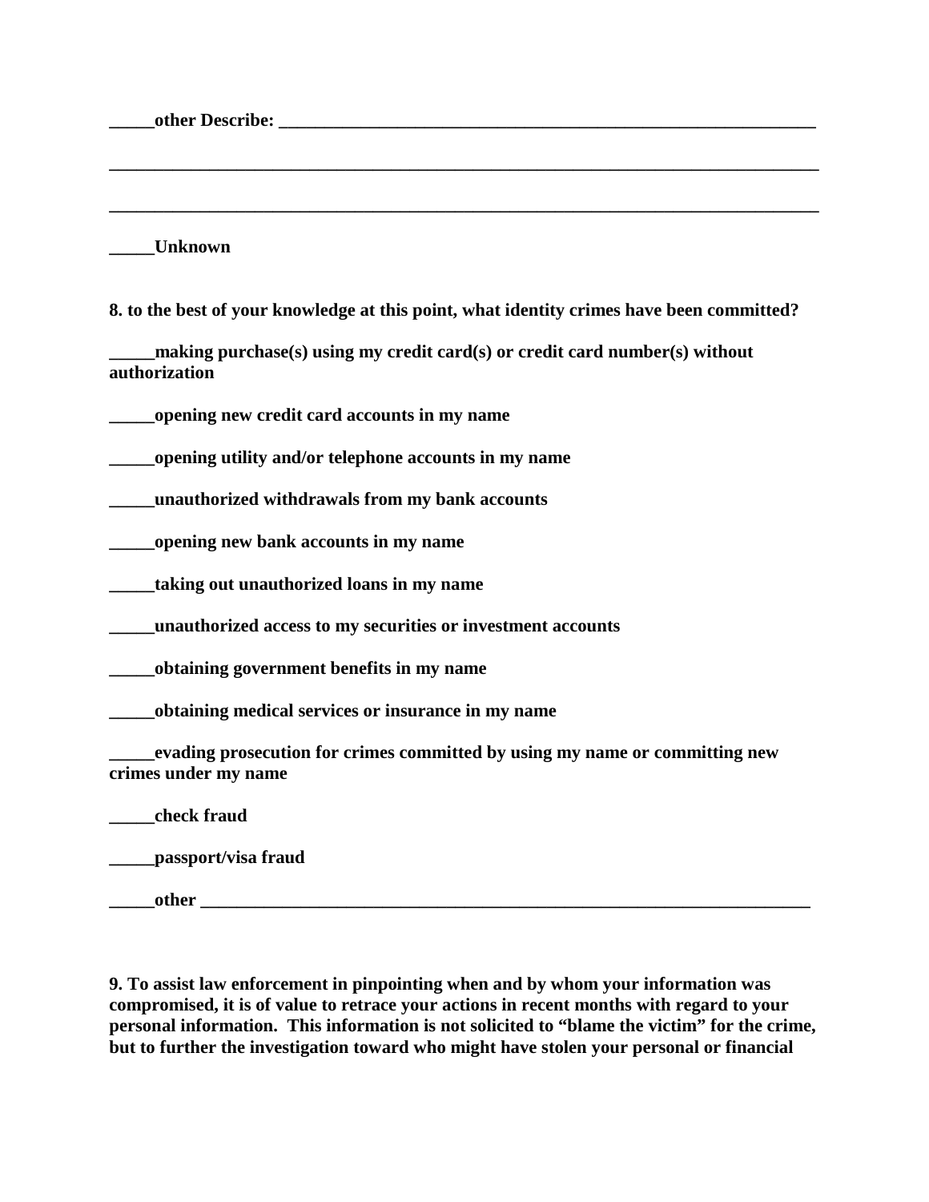**_____other Describe: _______________________________________________________________**

**_____________________________________________________________________________________**

**_____________________________________________________________________________________**

**_____Unknown**

**8. to the best of your knowledge at this point, what identity crimes have been committed?**

**_____making purchase(s) using my credit card(s) or credit card number(s) without authorization**

**_____opening new credit card accounts in my name**

**_____opening utility and/or telephone accounts in my name**

**_____unauthorized withdrawals from my bank accounts**

**_____opening new bank accounts in my name**

**_____taking out unauthorized loans in my name**

**_____unauthorized access to my securities or investment accounts**

**_____obtaining government benefits in my name**

**_____obtaining medical services or insurance in my name**

**_____evading prosecution for crimes committed by using my name or committing new crimes under my name**

**_____check fraud**

**_____passport/visa fraud**

**_____other _____________________________________________________________________**

**9. To assist law enforcement in pinpointing when and by whom your information was compromised, it is of value to retrace your actions in recent months with regard to your personal information. This information is not solicited to "blame the victim" for the crime, but to further the investigation toward who might have stolen your personal or financial**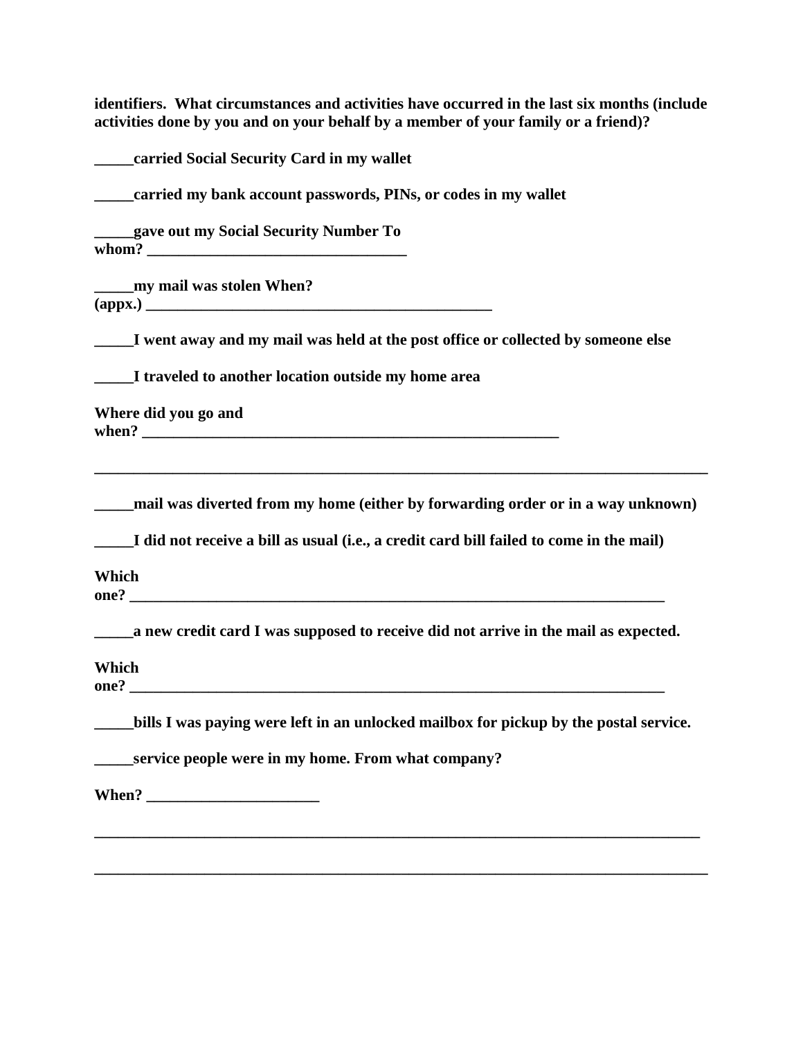**identifiers. What circumstances and activities have occurred in the last six months (include activities done by you and on your behalf by a member of your family or a friend)?**

**_____carried Social Security Card in my wallet**

**_____carried my bank account passwords, PINs, or codes in my wallet**

**_____gave out my Social Security Number To whom? ________________________________**

**_____my mail was stolen When? (appx.) ____________________________________________**

**_____I went away and my mail was held at the post office or collected by someone else**

**_____I traveled to another location outside my home area**

**Where did you go and when? ______________________________________________________**

**_____________________________________________________________________________**

**_____mail was diverted from my home (either by forwarding order or in a way unknown)**

**_____I did not receive a bill as usual (i.e., a credit card bill failed to come in the mail)**

**Which one? __________________________________________________________________**

**_____a new credit card I was supposed to receive did not arrive in the mail as expected.**

**Which one? __________________________________________________________________**

**_____bills I was paying were left in an unlocked mailbox for pickup by the postal service.**

**_____service people were in my home. From what company?**

**When? _____________________**

**_____________________________________________________________________________**

**_____________________________________________________________________________**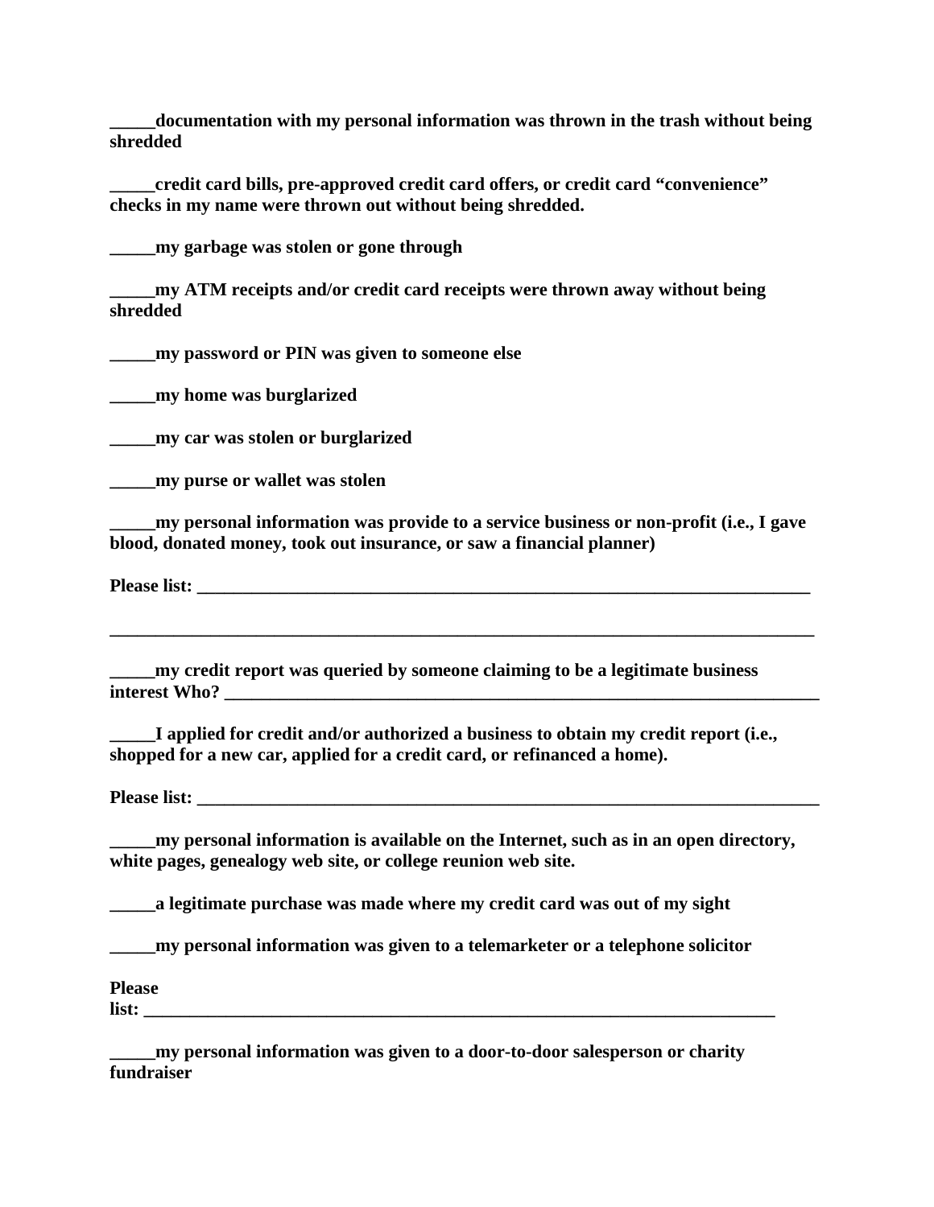**_____documentation with my personal information was thrown in the trash without being shredded**

**_____credit card bills, pre-approved credit card offers, or credit card "convenience" checks in my name were thrown out without being shredded.**

**_____my garbage was stolen or gone through**

**_____my ATM receipts and/or credit card receipts were thrown away without being shredded**

**_____my password or PIN was given to someone else**

**_____my home was burglarized**

**_____my car was stolen or burglarized**

**_____my purse or wallet was stolen**

**_____my personal information was provide to a service business or non-profit (i.e., I gave blood, donated money, took out insurance, or saw a financial planner)**

**Please list: ___________________________________________________________________**

**_____________________________________________________________________________**

**_____my credit report was queried by someone claiming to be a legitimate business interest Who? ______________________________________________________________**

**_____I applied for credit and/or authorized a business to obtain my credit report (i.e., shopped for a new car, applied for a credit card, or refinanced a home).**

**Please list: ____________________________________________________________________**

**_____my personal information is available on the Internet, such as in an open directory, white pages, genealogy web site, or college reunion web site.**

**_____a legitimate purchase was made where my credit card was out of my sight**

**_____my personal information was given to a telemarketer or a telephone solicitor**

**Please list: _____________________________________________________________________**

**_____my personal information was given to a door-to-door salesperson or charity fundraiser**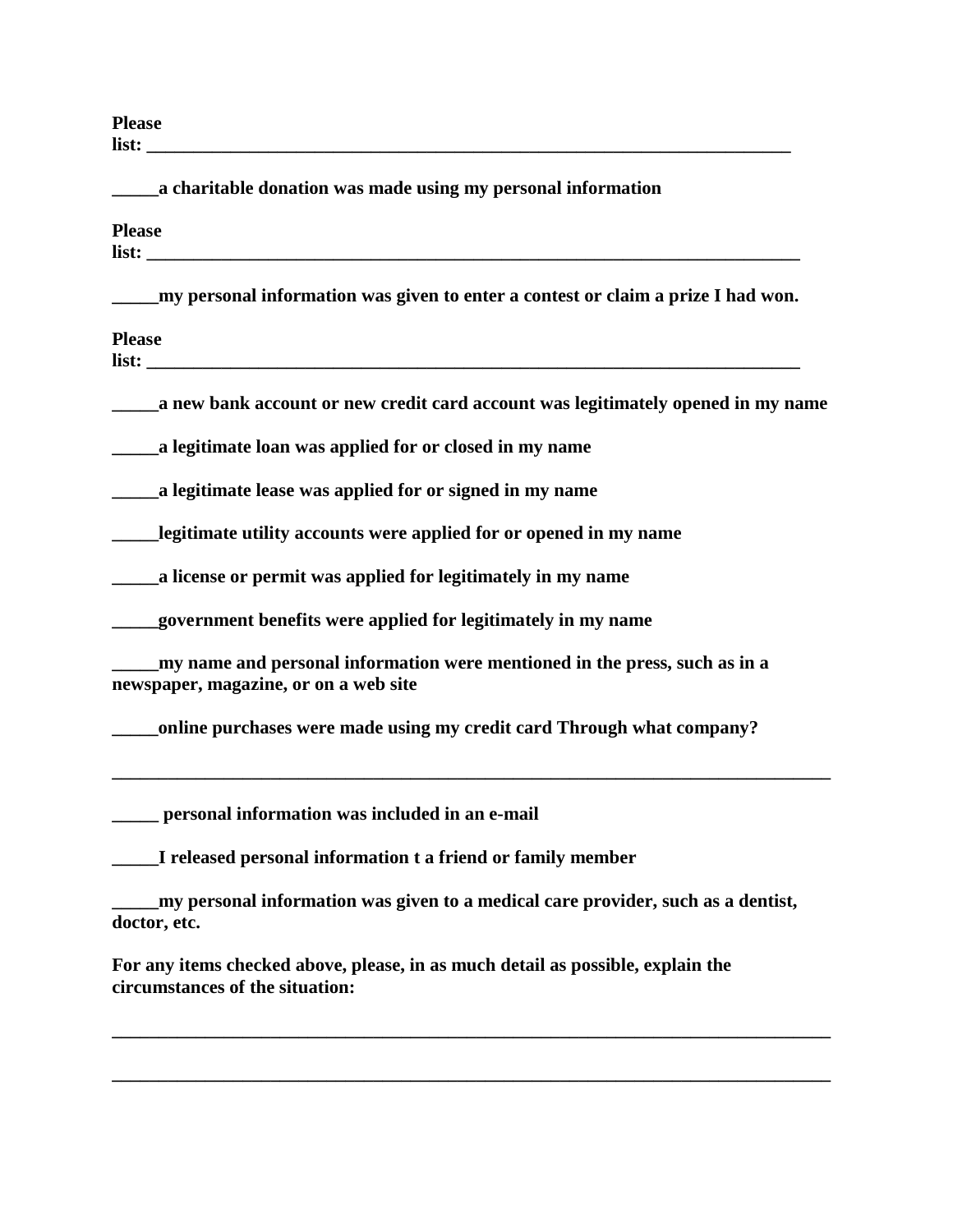**Please list: ___________________________________________________________________________**

**_____a charitable donation was made using my personal information**

**Please list: ___________________________________________________________________________**

**_____my personal information was given to enter a contest or claim a prize I had won.**

**Please list: ___________________________________________________________________________**

**_____a new bank account or new credit card account was legitimately opened in my name**

**_____a legitimate loan was applied for or closed in my name**

**_____a legitimate lease was applied for or signed in my name**

**_____legitimate utility accounts were applied for or opened in my name**

**_____a license or permit was applied for legitimately in my name**

**_____government benefits were applied for legitimately in my name**

**_____my name and personal information were mentioned in the press, such as in a newspaper, magazine, or on a web site**

**_____online purchases were made using my credit card Through what company?**

**_______________________________________________________________________________**

**_____ personal information was included in an e-mail**

**_____I released personal information t a friend or family member**

**_____my personal information was given to a medical care provider, such as a dentist, doctor, etc.**

**For any items checked above, please, in as much detail as possible, explain the circumstances of the situation:**

**_______________________________________________________________________________**

**_______________________________________________________________________________**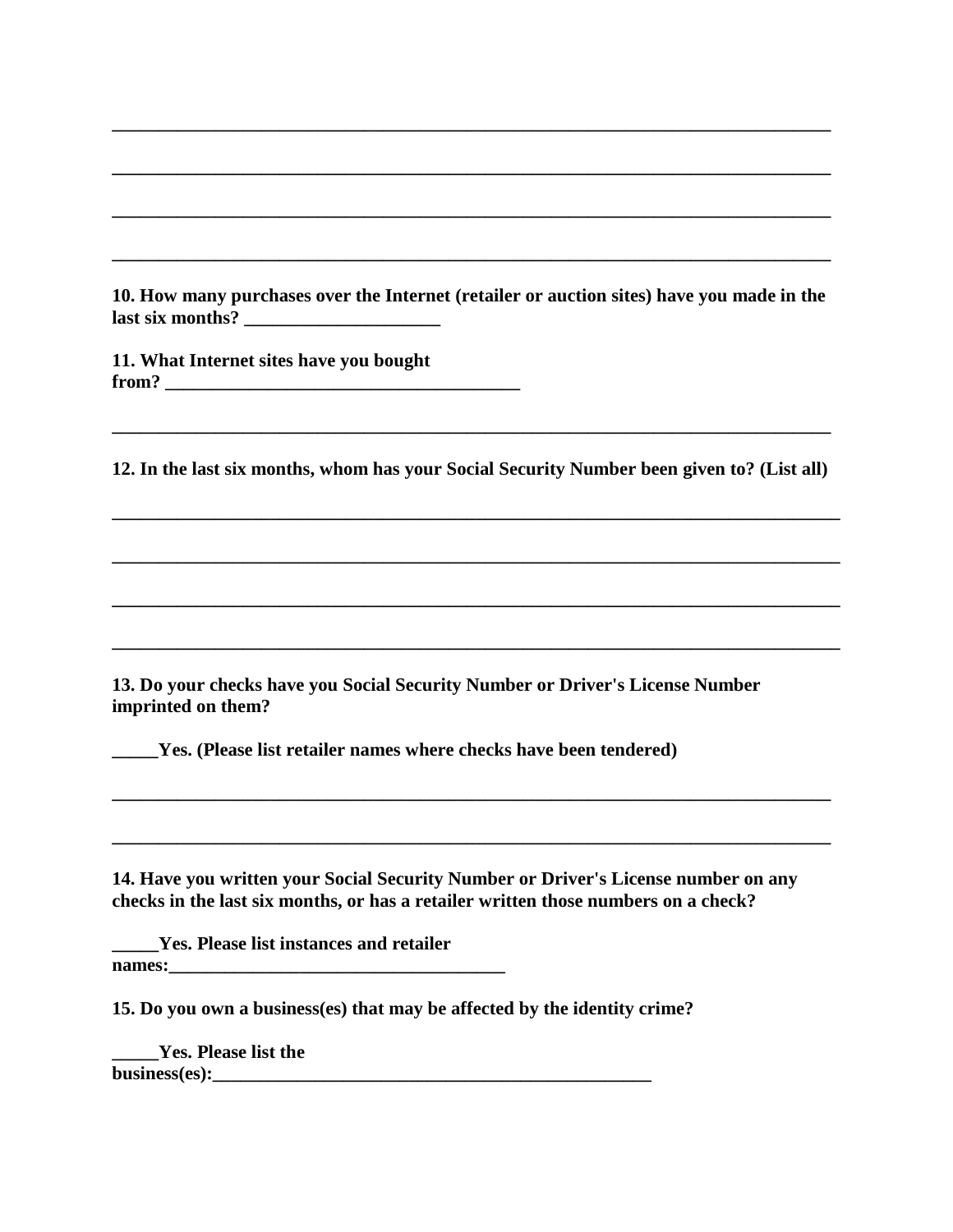\_\_\_\_\_\_\_\_\_\_\_\_\_\_\_\_\_\_\_\_\_\_\_\_\_\_\_\_\_\_\_\_\_\_\_\_\_\_\_\_\_\_\_\_\_\_\_\_\_\_\_\_\_\_\_\_\_\_\_\_\_\_\_\_\_\_\_\_\_\_\_\_\_\_\_\_\_\_

\_\_\_\_\_\_\_\_\_\_\_\_\_\_\_\_\_\_\_\_\_\_\_\_\_\_\_\_\_\_\_\_\_\_\_\_\_\_\_\_\_\_\_\_\_\_\_\_\_\_\_\_\_\_\_\_\_\_\_\_\_\_\_\_\_\_\_\_\_\_\_\_\_\_\_\_\_\_

\_\_\_\_\_\_\_\_\_\_\_\_\_\_\_\_\_\_\_\_\_\_\_\_\_\_\_\_\_\_\_\_\_\_\_\_\_\_\_\_\_\_\_\_\_\_\_\_\_\_\_\_\_\_\_\_\_\_\_\_\_\_\_\_\_\_\_\_\_\_\_\_\_\_\_\_\_\_

\_\_\_\_\_\_\_\_\_\_\_\_\_\_\_\_\_\_\_\_\_\_\_\_\_\_\_\_\_\_\_\_\_\_\_\_\_\_\_\_\_\_\_\_\_\_\_\_\_\_\_\_\_\_\_\_\_\_\_\_\_\_\_\_\_\_\_\_\_\_\_\_\_\_\_\_\_\_

**10. How many purchases over the Internet (retailer or auction sites) have you made in the last six months? \_\_\_\_\_\_\_\_\_\_\_\_\_\_\_\_\_\_\_\_\_\_**

**11. What Internet sites have you bought from? \_\_\_\_\_\_\_\_\_\_\_\_\_\_\_\_\_\_\_\_\_\_\_\_\_\_\_\_\_\_\_\_\_\_\_\_\_\_\_\_**

\_\_\_\_\_\_\_\_\_\_\_\_\_\_\_\_\_\_\_\_\_\_\_\_\_\_\_\_\_\_\_\_\_\_\_\_\_\_\_\_\_\_\_\_\_\_\_\_\_\_\_\_\_\_\_\_\_\_\_\_\_\_\_\_\_\_\_\_\_\_\_\_\_\_\_\_\_\_

**12. In the last six months, whom has your Social Security Number been given to? (List all)**

\_\_\_\_\_\_\_\_\_\_\_\_\_\_\_\_\_\_\_\_\_\_\_\_\_\_\_\_\_\_\_\_\_\_\_\_\_\_\_\_\_\_\_\_\_\_\_\_\_\_\_\_\_\_\_\_\_\_\_\_\_\_\_\_\_\_\_\_\_\_\_\_\_\_\_\_\_\_

\_\_\_\_\_\_\_\_\_\_\_\_\_\_\_\_\_\_\_\_\_\_\_\_\_\_\_\_\_\_\_\_\_\_\_\_\_\_\_\_\_\_\_\_\_\_\_\_\_\_\_\_\_\_\_\_\_\_\_\_\_\_\_\_\_\_\_\_\_\_\_\_\_\_\_\_\_\_

\_\_\_\_\_\_\_\_\_\_\_\_\_\_\_\_\_\_\_\_\_\_\_\_\_\_\_\_\_\_\_\_\_\_\_\_\_\_\_\_\_\_\_\_\_\_\_\_\_\_\_\_\_\_\_\_\_\_\_\_\_\_\_\_\_\_\_\_\_\_\_\_\_\_\_\_\_\_

\_\_\_\_\_\_\_\_\_\_\_\_\_\_\_\_\_\_\_\_\_\_\_\_\_\_\_\_\_\_\_\_\_\_\_\_\_\_\_\_\_\_\_\_\_\_\_\_\_\_\_\_\_\_\_\_\_\_\_\_\_\_\_\_\_\_\_\_\_\_\_\_\_\_\_\_\_\_

**13. Do your checks have you Social Security Number or Driver's License Number imprinted on them?**

**\_\_\_\_\_Yes. (Please list retailer names where checks have been tendered)**

\_\_\_\_\_\_\_\_\_\_\_\_\_\_\_\_\_\_\_\_\_\_\_\_\_\_\_\_\_\_\_\_\_\_\_\_\_\_\_\_\_\_\_\_\_\_\_\_\_\_\_\_\_\_\_\_\_\_\_\_\_\_\_\_\_\_\_\_\_\_\_\_\_\_\_\_\_\_

\_\_\_\_\_\_\_\_\_\_\_\_\_\_\_\_\_\_\_\_\_\_\_\_\_\_\_\_\_\_\_\_\_\_\_\_\_\_\_\_\_\_\_\_\_\_\_\_\_\_\_\_\_\_\_\_\_\_\_\_\_\_\_\_\_\_\_\_\_\_\_\_\_\_\_\_\_\_

**14. Have you written your Social Security Number or Driver's License number on any checks in the last six months, or has a retailer written those numbers on a check?**

**\_\_\_\_\_Yes. Please list instances and retailer names:\_\_\_\_\_\_\_\_\_\_\_\_\_\_\_\_\_\_\_\_\_\_\_\_\_\_\_\_\_\_\_\_\_\_\_\_\_\_**

**15. Do you own a business(es) that may be affected by the identity crime?**

**\_\_\_\_\_Yes. Please list the business(es):\_\_\_\_\_\_\_\_\_\_\_\_\_\_\_\_\_\_\_\_\_\_\_\_\_\_\_\_\_\_\_\_\_\_\_\_\_\_\_\_\_\_\_\_\_\_\_\_\_\_\_**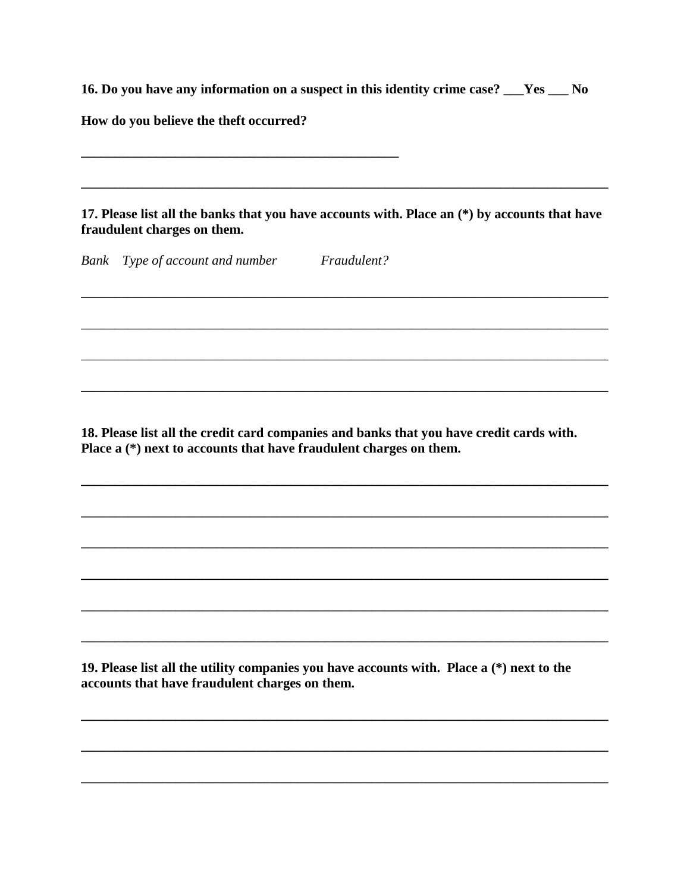**16. Do you have any information on a suspect in this identity crime case? ___Yes ___ No**

**How do you believe the theft occurred?**

**_______________________________________________**

**_______________________________________________________________________________**

**17. Please list all the banks that you have accounts with. Place an (*) by accounts that have fraudulent charges on them.**

*Bank*    *Type of account and number*    *Fraudulent?*

_______________________________________________________________________________

_______________________________________________________________________________

_______________________________________________________________________________

_______________________________________________________________________________

**18. Please list all the credit card companies and banks that you have credit cards with. Place a (*) next to accounts that have fraudulent charges on them.**

**_______________________________________________________________________________**

**_______________________________________________________________________________**

**_______________________________________________________________________________**

**_______________________________________________________________________________**

**_______________________________________________________________________________**

**_______________________________________________________________________________**

**19. Please list all the utility companies you have accounts with. Place a (*) next to the accounts that have fraudulent charges on them.**

**_______________________________________________________________________________**

**_______________________________________________________________________________**

**_______________________________________________________________________________**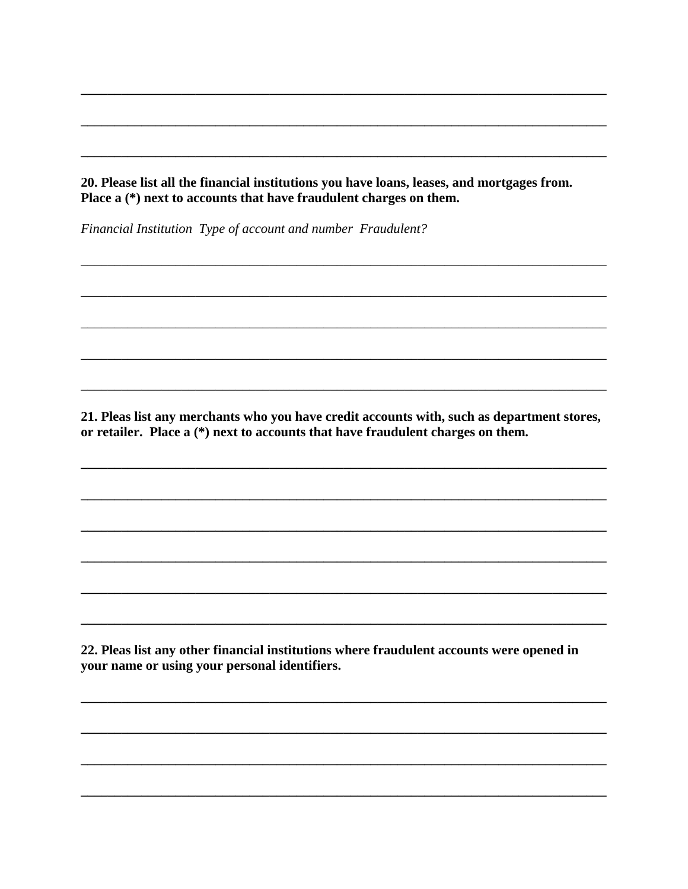\_\_\_\_\_\_\_\_\_\_\_\_\_\_\_\_\_\_\_\_\_\_\_\_\_\_\_\_\_\_\_\_\_\_\_\_\_\_\_\_\_\_\_\_\_\_\_\_\_\_\_\_\_\_\_\_\_\_\_\_\_\_\_\_\_\_\_\_\_\_\_\_

\_\_\_\_\_\_\_\_\_\_\_\_\_\_\_\_\_\_\_\_\_\_\_\_\_\_\_\_\_\_\_\_\_\_\_\_\_\_\_\_\_\_\_\_\_\_\_\_\_\_\_\_\_\_\_\_\_\_\_\_\_\_\_\_\_\_\_\_\_\_\_\_

\_\_\_\_\_\_\_\_\_\_\_\_\_\_\_\_\_\_\_\_\_\_\_\_\_\_\_\_\_\_\_\_\_\_\_\_\_\_\_\_\_\_\_\_\_\_\_\_\_\_\_\_\_\_\_\_\_\_\_\_\_\_\_\_\_\_\_\_\_\_\_\_

**20. Please list all the financial institutions you have loans, leases, and mortgages from. Place a (*) next to accounts that have fraudulent charges on them.**

*Financial Institution  Type of account and number  Fraudulent?*

\_\_\_\_\_\_\_\_\_\_\_\_\_\_\_\_\_\_\_\_\_\_\_\_\_\_\_\_\_\_\_\_\_\_\_\_\_\_\_\_\_\_\_\_\_\_\_\_\_\_\_\_\_\_\_\_\_\_\_\_\_\_\_\_\_\_\_\_\_\_\_\_

\_\_\_\_\_\_\_\_\_\_\_\_\_\_\_\_\_\_\_\_\_\_\_\_\_\_\_\_\_\_\_\_\_\_\_\_\_\_\_\_\_\_\_\_\_\_\_\_\_\_\_\_\_\_\_\_\_\_\_\_\_\_\_\_\_\_\_\_\_\_\_\_

\_\_\_\_\_\_\_\_\_\_\_\_\_\_\_\_\_\_\_\_\_\_\_\_\_\_\_\_\_\_\_\_\_\_\_\_\_\_\_\_\_\_\_\_\_\_\_\_\_\_\_\_\_\_\_\_\_\_\_\_\_\_\_\_\_\_\_\_\_\_\_\_

\_\_\_\_\_\_\_\_\_\_\_\_\_\_\_\_\_\_\_\_\_\_\_\_\_\_\_\_\_\_\_\_\_\_\_\_\_\_\_\_\_\_\_\_\_\_\_\_\_\_\_\_\_\_\_\_\_\_\_\_\_\_\_\_\_\_\_\_\_\_\_\_

\_\_\_\_\_\_\_\_\_\_\_\_\_\_\_\_\_\_\_\_\_\_\_\_\_\_\_\_\_\_\_\_\_\_\_\_\_\_\_\_\_\_\_\_\_\_\_\_\_\_\_\_\_\_\_\_\_\_\_\_\_\_\_\_\_\_\_\_\_\_\_\_

**21. Pleas list any merchants who you have credit accounts with, such as department stores, or retailer.  Place a (*) next to accounts that have fraudulent charges on them.**

\_\_\_\_\_\_\_\_\_\_\_\_\_\_\_\_\_\_\_\_\_\_\_\_\_\_\_\_\_\_\_\_\_\_\_\_\_\_\_\_\_\_\_\_\_\_\_\_\_\_\_\_\_\_\_\_\_\_\_\_\_\_\_\_\_\_\_\_\_\_\_\_

\_\_\_\_\_\_\_\_\_\_\_\_\_\_\_\_\_\_\_\_\_\_\_\_\_\_\_\_\_\_\_\_\_\_\_\_\_\_\_\_\_\_\_\_\_\_\_\_\_\_\_\_\_\_\_\_\_\_\_\_\_\_\_\_\_\_\_\_\_\_\_\_

\_\_\_\_\_\_\_\_\_\_\_\_\_\_\_\_\_\_\_\_\_\_\_\_\_\_\_\_\_\_\_\_\_\_\_\_\_\_\_\_\_\_\_\_\_\_\_\_\_\_\_\_\_\_\_\_\_\_\_\_\_\_\_\_\_\_\_\_\_\_\_\_

\_\_\_\_\_\_\_\_\_\_\_\_\_\_\_\_\_\_\_\_\_\_\_\_\_\_\_\_\_\_\_\_\_\_\_\_\_\_\_\_\_\_\_\_\_\_\_\_\_\_\_\_\_\_\_\_\_\_\_\_\_\_\_\_\_\_\_\_\_\_\_\_

\_\_\_\_\_\_\_\_\_\_\_\_\_\_\_\_\_\_\_\_\_\_\_\_\_\_\_\_\_\_\_\_\_\_\_\_\_\_\_\_\_\_\_\_\_\_\_\_\_\_\_\_\_\_\_\_\_\_\_\_\_\_\_\_\_\_\_\_\_\_\_\_

\_\_\_\_\_\_\_\_\_\_\_\_\_\_\_\_\_\_\_\_\_\_\_\_\_\_\_\_\_\_\_\_\_\_\_\_\_\_\_\_\_\_\_\_\_\_\_\_\_\_\_\_\_\_\_\_\_\_\_\_\_\_\_\_\_\_\_\_\_\_\_\_

**22. Pleas list any other financial institutions where fraudulent accounts were opened in your name or using your personal identifiers.**

\_\_\_\_\_\_\_\_\_\_\_\_\_\_\_\_\_\_\_\_\_\_\_\_\_\_\_\_\_\_\_\_\_\_\_\_\_\_\_\_\_\_\_\_\_\_\_\_\_\_\_\_\_\_\_\_\_\_\_\_\_\_\_\_\_\_\_\_\_\_\_\_

\_\_\_\_\_\_\_\_\_\_\_\_\_\_\_\_\_\_\_\_\_\_\_\_\_\_\_\_\_\_\_\_\_\_\_\_\_\_\_\_\_\_\_\_\_\_\_\_\_\_\_\_\_\_\_\_\_\_\_\_\_\_\_\_\_\_\_\_\_\_\_\_

\_\_\_\_\_\_\_\_\_\_\_\_\_\_\_\_\_\_\_\_\_\_\_\_\_\_\_\_\_\_\_\_\_\_\_\_\_\_\_\_\_\_\_\_\_\_\_\_\_\_\_\_\_\_\_\_\_\_\_\_\_\_\_\_\_\_\_\_\_\_\_\_

\_\_\_\_\_\_\_\_\_\_\_\_\_\_\_\_\_\_\_\_\_\_\_\_\_\_\_\_\_\_\_\_\_\_\_\_\_\_\_\_\_\_\_\_\_\_\_\_\_\_\_\_\_\_\_\_\_\_\_\_\_\_\_\_\_\_\_\_\_\_\_\_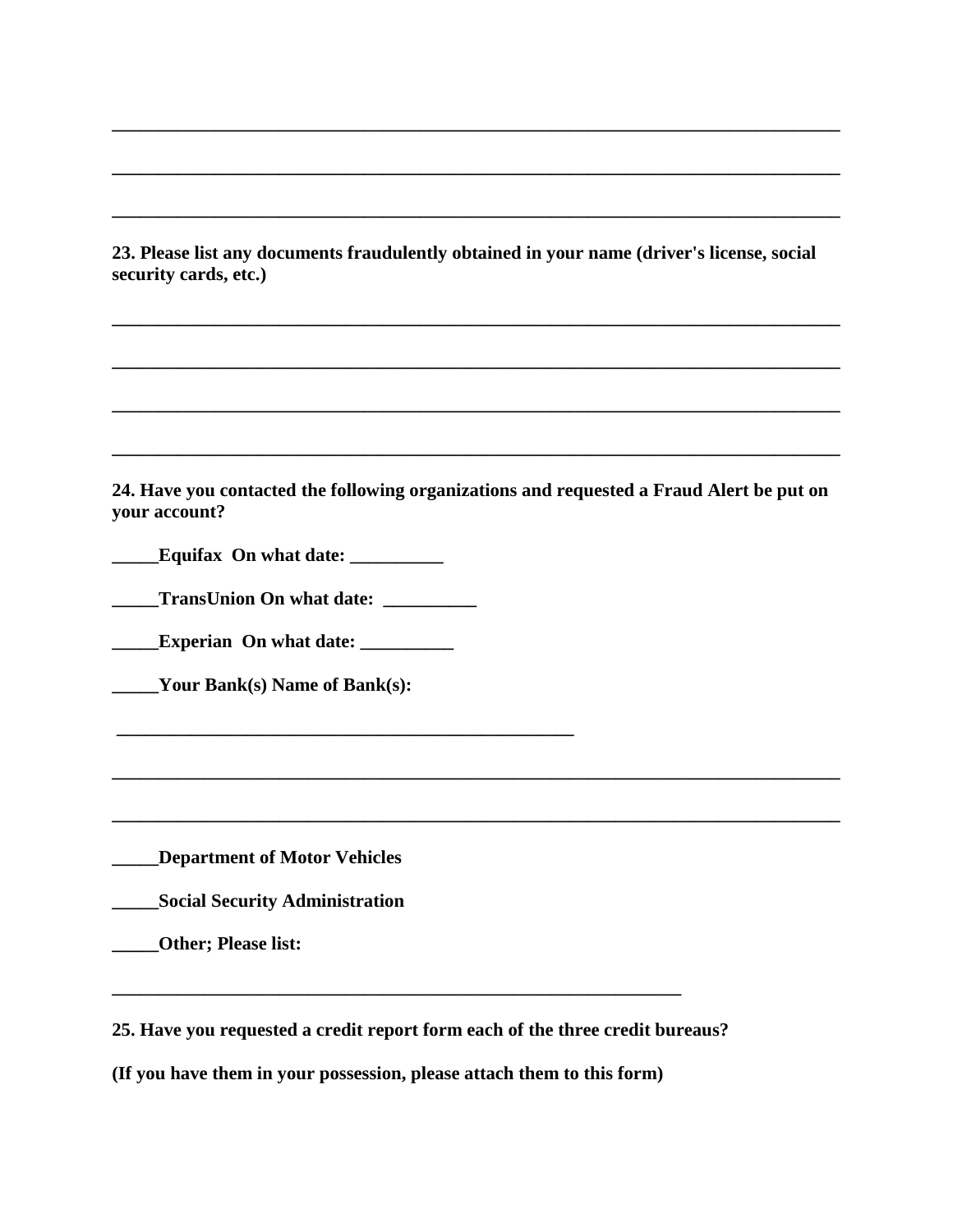\_\_\_\_\_\_\_\_\_\_\_\_\_\_\_\_\_\_\_\_\_\_\_\_\_\_\_\_\_\_\_\_\_\_\_\_\_\_\_\_\_\_\_\_\_\_\_\_\_\_\_\_\_\_\_\_\_\_\_\_\_\_\_\_\_\_\_\_\_\_\_\_\_\_\_\_\_\_

\_\_\_\_\_\_\_\_\_\_\_\_\_\_\_\_\_\_\_\_\_\_\_\_\_\_\_\_\_\_\_\_\_\_\_\_\_\_\_\_\_\_\_\_\_\_\_\_\_\_\_\_\_\_\_\_\_\_\_\_\_\_\_\_\_\_\_\_\_\_\_\_\_\_\_\_\_\_

\_\_\_\_\_\_\_\_\_\_\_\_\_\_\_\_\_\_\_\_\_\_\_\_\_\_\_\_\_\_\_\_\_\_\_\_\_\_\_\_\_\_\_\_\_\_\_\_\_\_\_\_\_\_\_\_\_\_\_\_\_\_\_\_\_\_\_\_\_\_\_\_\_\_\_\_\_\_

**23. Please list any documents fraudulently obtained in your name (driver's license, social security cards, etc.)**

\_\_\_\_\_\_\_\_\_\_\_\_\_\_\_\_\_\_\_\_\_\_\_\_\_\_\_\_\_\_\_\_\_\_\_\_\_\_\_\_\_\_\_\_\_\_\_\_\_\_\_\_\_\_\_\_\_\_\_\_\_\_\_\_\_\_\_\_\_\_\_\_\_\_\_\_\_\_

\_\_\_\_\_\_\_\_\_\_\_\_\_\_\_\_\_\_\_\_\_\_\_\_\_\_\_\_\_\_\_\_\_\_\_\_\_\_\_\_\_\_\_\_\_\_\_\_\_\_\_\_\_\_\_\_\_\_\_\_\_\_\_\_\_\_\_\_\_\_\_\_\_\_\_\_\_\_

\_\_\_\_\_\_\_\_\_\_\_\_\_\_\_\_\_\_\_\_\_\_\_\_\_\_\_\_\_\_\_\_\_\_\_\_\_\_\_\_\_\_\_\_\_\_\_\_\_\_\_\_\_\_\_\_\_\_\_\_\_\_\_\_\_\_\_\_\_\_\_\_\_\_\_\_\_\_

\_\_\_\_\_\_\_\_\_\_\_\_\_\_\_\_\_\_\_\_\_\_\_\_\_\_\_\_\_\_\_\_\_\_\_\_\_\_\_\_\_\_\_\_\_\_\_\_\_\_\_\_\_\_\_\_\_\_\_\_\_\_\_\_\_\_\_\_\_\_\_\_\_\_\_\_\_\_

**24. Have you contacted the following organizations and requested a Fraud Alert be put on your account?**

**\_\_\_\_\_Equifax On what date: \_\_\_\_\_\_\_\_\_\_**

**\_\_\_\_\_TransUnion On what date: \_\_\_\_\_\_\_\_\_\_**

**\_\_\_\_\_Experian On what date: \_\_\_\_\_\_\_\_\_\_**

**\_\_\_\_\_Your Bank(s) Name of Bank(s):**

\_\_\_\_\_\_\_\_\_\_\_\_\_\_\_\_\_\_\_\_\_\_\_\_\_\_\_\_\_\_\_\_\_\_\_\_\_\_\_\_\_\_\_\_\_\_\_\_\_\_

\_\_\_\_\_\_\_\_\_\_\_\_\_\_\_\_\_\_\_\_\_\_\_\_\_\_\_\_\_\_\_\_\_\_\_\_\_\_\_\_\_\_\_\_\_\_\_\_\_\_\_\_\_\_\_\_\_\_\_\_\_\_\_\_\_\_\_\_\_\_\_\_\_\_\_\_\_\_

\_\_\_\_\_\_\_\_\_\_\_\_\_\_\_\_\_\_\_\_\_\_\_\_\_\_\_\_\_\_\_\_\_\_\_\_\_\_\_\_\_\_\_\_\_\_\_\_\_\_\_\_\_\_\_\_\_\_\_\_\_\_\_\_\_\_\_\_\_\_\_\_\_\_\_\_\_\_

**\_\_\_\_\_Department of Motor Vehicles**

**\_\_\_\_\_Social Security Administration**

**\_\_\_\_\_Other; Please list:**

\_\_\_\_\_\_\_\_\_\_\_\_\_\_\_\_\_\_\_\_\_\_\_\_\_\_\_\_\_\_\_\_\_\_\_\_\_\_\_\_\_\_\_\_\_\_\_\_\_\_\_\_\_\_\_\_\_\_\_\_\_

**25. Have you requested a credit report form each of the three credit bureaus?**

**(If you have them in your possession, please attach them to this form)**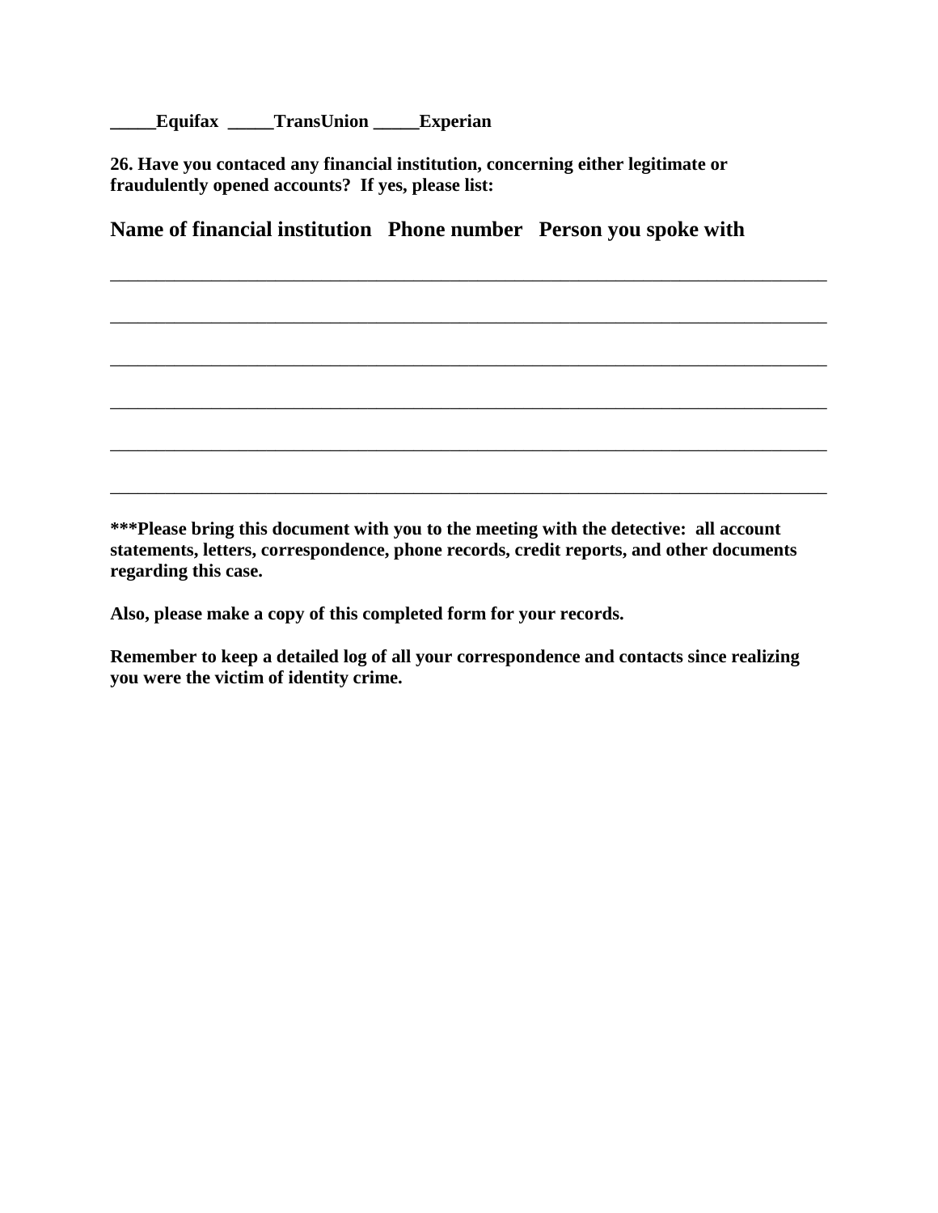**_____Equifax _____TransUnion _____Experian**

**26. Have you contaced any financial institution, concerning either legitimate or fraudulently opened accounts? If yes, please list:**

**Name of financial institution   Phone number   Person you spoke with**

________________________________________________________________________________

________________________________________________________________________________

________________________________________________________________________________

________________________________________________________________________________

________________________________________________________________________________

________________________________________________________________________________

**\*\*\*Please bring this document with you to the meeting with the detective: all account statements, letters, correspondence, phone records, credit reports, and other documents regarding this case.**

**Also, please make a copy of this completed form for your records.**

**Remember to keep a detailed log of all your correspondence and contacts since realizing you were the victim of identity crime.**